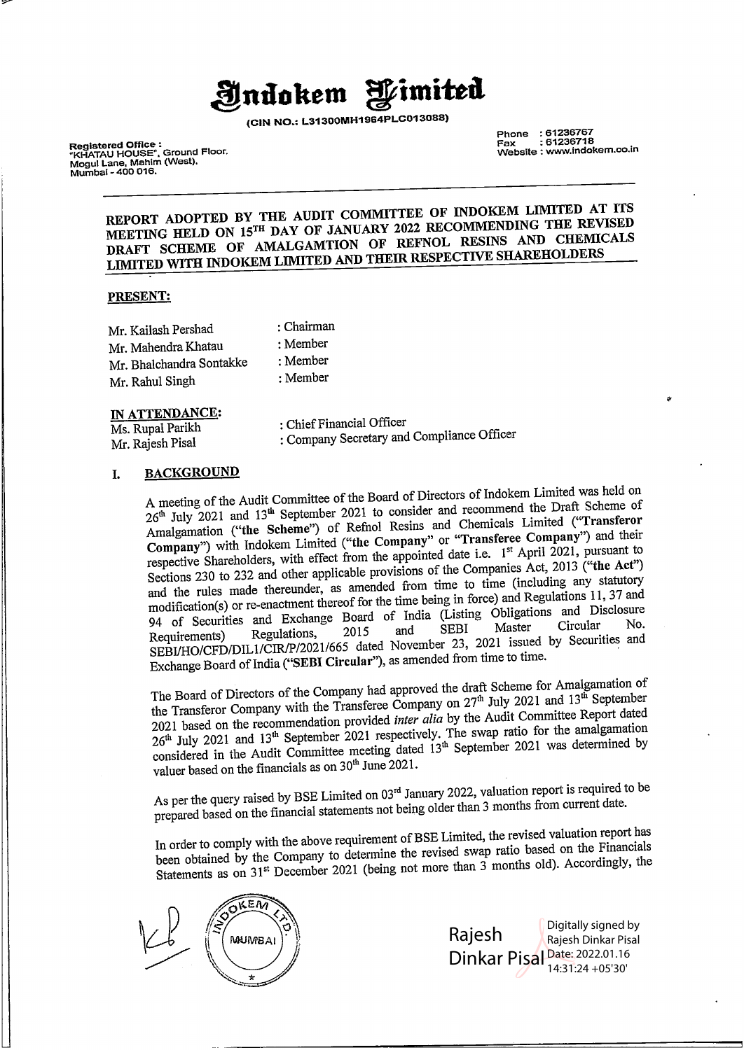# Indokem Limited

(CIN NO.: L31300MH1964PLC013088)

Registered Office :
"KHATAU HOUSE", Ground Floor,
Mogul Lane, Mahim (West),
Mumbai - 400 016.

Phone : 61236767
Fax : 61236718
Website : www.indokem.co.in

## REPORT ADOPTED BY THE AUDIT COMMITTEE OF INDOKEM LIMITED AT ITS MEETING HELD ON 15TH DAY OF JANUARY 2022 RECOMMENDING THE REVISED DRAFT SCHEME OF AMALGAMTION OF REFNOL RESINS AND CHEMICALS LIMITED WITH INDOKEM LIMITED AND THEIR RESPECTIVE SHAREHOLDERS

**PRESENT:**

| | |
|---|---|
| Mr. Kailash Pershad | : Chairman |
| Mr. Mahendra Khatau | : Member |
| Mr. Bhalchandra Sontakke | : Member |
| Mr. Rahul Singh | : Member |

**IN ATTENDANCE:**

| | |
|---|---|
| Ms. Rupal Parikh | : Chief Financial Officer |
| Mr. Rajesh Pisal | : Company Secretary and Compliance Officer |

## I. BACKGROUND

A meeting of the Audit Committee of the Board of Directors of Indokem Limited was held on 26th July 2021 and 13th September 2021 to consider and recommend the Draft Scheme of Amalgamation ("the Scheme") of Refnol Resins and Chemicals Limited ("**Transferor Company**") with Indokem Limited ("**the Company**" or "**Transferee Company**") and their respective Shareholders, with effect from the appointed date i.e. 1st April 2021, pursuant to Sections 230 to 232 and other applicable provisions of the Companies Act, 2013 ("**the Act**") and the rules made thereunder, as amended from time to time (including any statutory modification(s) or re-enactment thereof for the time being in force) and Regulations 11, 37 and 94 of Securities and Exchange Board of India (Listing Obligations and Disclosure Requirements) Regulations, 2015 and SEBI Master Circular No. SEBI/HO/CFD/DIL1/CIR/P/2021/665 dated November 23, 2021 issued by Securities and Exchange Board of India ("**SEBI Circular**"), as amended from time to time.

The Board of Directors of the Company had approved the draft Scheme for Amalgamation of the Transferor Company with the Transferee Company on 27th July 2021 and 13th September 2021 based on the recommendation provided *inter alia* by the Audit Committee Report dated 26th July 2021 and 13th September 2021 respectively. The swap ratio for the amalgamation considered in the Audit Committee meeting dated 13th September 2021 was determined by valuer based on the financials as on 30th June 2021.

As per the query raised by BSE Limited on 03rd January 2022, valuation report is required to be prepared based on the financial statements not being older than 3 months from current date.

In order to comply with the above requirement of BSE Limited, the revised valuation report has been obtained by the Company to determine the revised swap ratio based on the Financials Statements as on 31st December 2021 (being not more than 3 months old). Accordingly, the

Digitally signed by Rajesh Dinkar Pisal
Date: 2022.01.16 14:31:24 +05'30'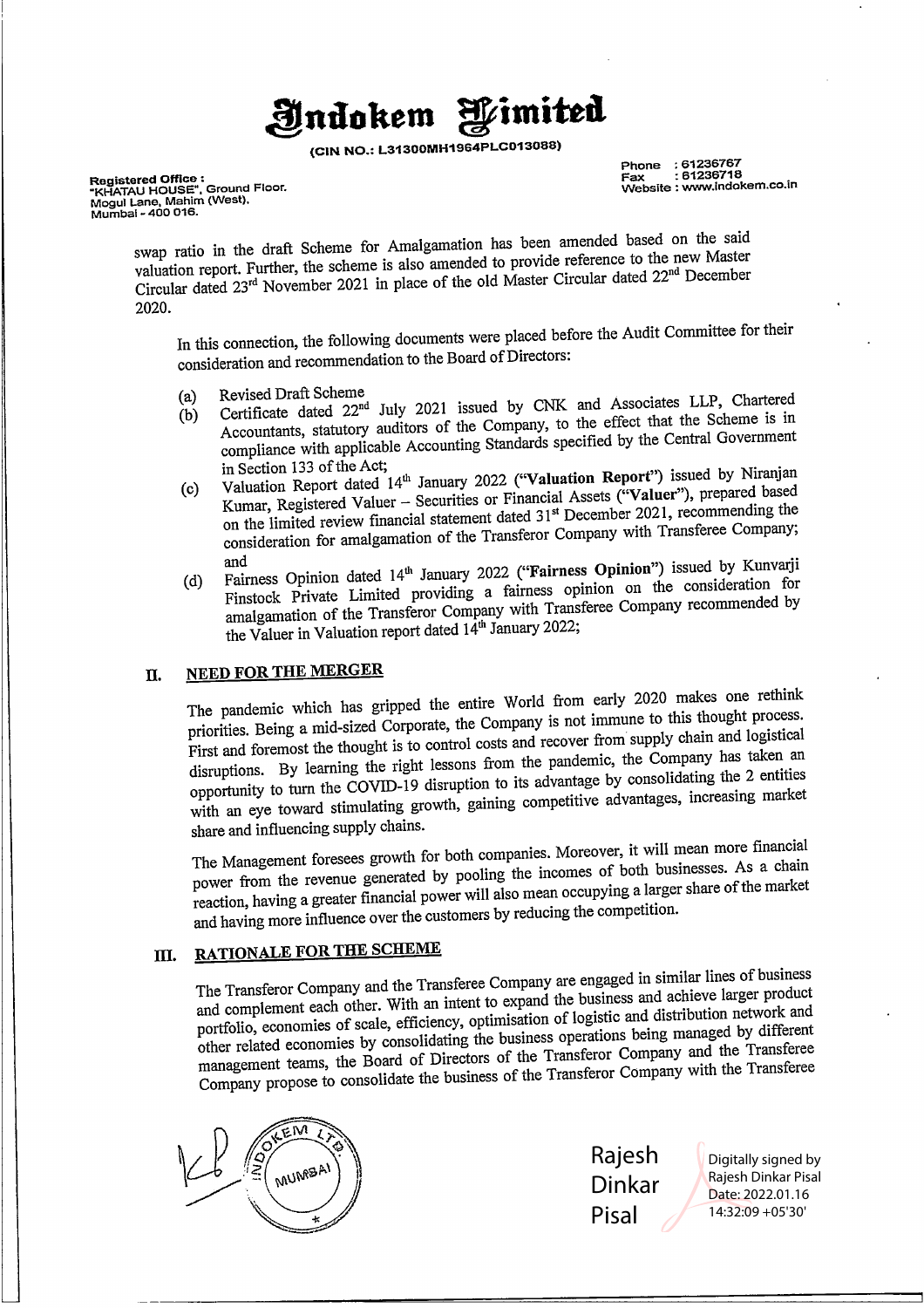swap ratio in the draft Scheme for Amalgamation has been amended based on the said valuation report. Further, the scheme is also amended to provide reference to the new Master Circular dated 23rd November 2021 in place of the old Master Circular dated 22nd December 2020.

In this connection, the following documents were placed before the Audit Committee for their consideration and recommendation to the Board of Directors:

(a) Revised Draft Scheme

(b) Certificate dated 22nd July 2021 issued by CNK and Associates LLP, Chartered Accountants, statutory auditors of the Company, to the effect that the Scheme is in compliance with applicable Accounting Standards specified by the Central Government in Section 133 of the Act;

(c) Valuation Report dated 14th January 2022 (**"Valuation Report"**) issued by Niranjan Kumar, Registered Valuer – Securities or Financial Assets (**"Valuer"**), prepared based on the limited review financial statement dated 31st December 2021, recommending the consideration for amalgamation of the Transferor Company with Transferee Company; and

(d) Fairness Opinion dated 14th January 2022 (**"Fairness Opinion"**) issued by Kunvarji Finstock Private Limited providing a fairness opinion on the consideration for amalgamation of the Transferor Company with Transferee Company recommended by the Valuer in Valuation report dated 14th January 2022;

## II. NEED FOR THE MERGER

The pandemic which has gripped the entire World from early 2020 makes one rethink priorities. Being a mid-sized Corporate, the Company is not immune to this thought process. First and foremost the thought is to control costs and recover from supply chain and logistical disruptions. By learning the right lessons from the pandemic, the Company has taken an opportunity to turn the COVID-19 disruption to its advantage by consolidating the 2 entities with an eye toward stimulating growth, gaining competitive advantages, increasing market share and influencing supply chains.

The Management foresees growth for both companies. Moreover, it will mean more financial power from the revenue generated by pooling the incomes of both businesses. As a chain reaction, having a greater financial power will also mean occupying a larger share of the market and having more influence over the customers by reducing the competition.

## III. RATIONALE FOR THE SCHEME

The Transferor Company and the Transferee Company are engaged in similar lines of business and complement each other. With an intent to expand the business and achieve larger product portfolio, economies of scale, efficiency, optimisation of logistic and distribution network and other related economies by consolidating the business operations being managed by different management teams, the Board of Directors of the Transferor Company and the Transferee Company propose to consolidate the business of the Transferor Company with the Transferee

Rajesh Dinkar Pisal

Digitally signed by Rajesh Dinkar Pisal
Date: 2022.01.16 14:32:09 +05'30'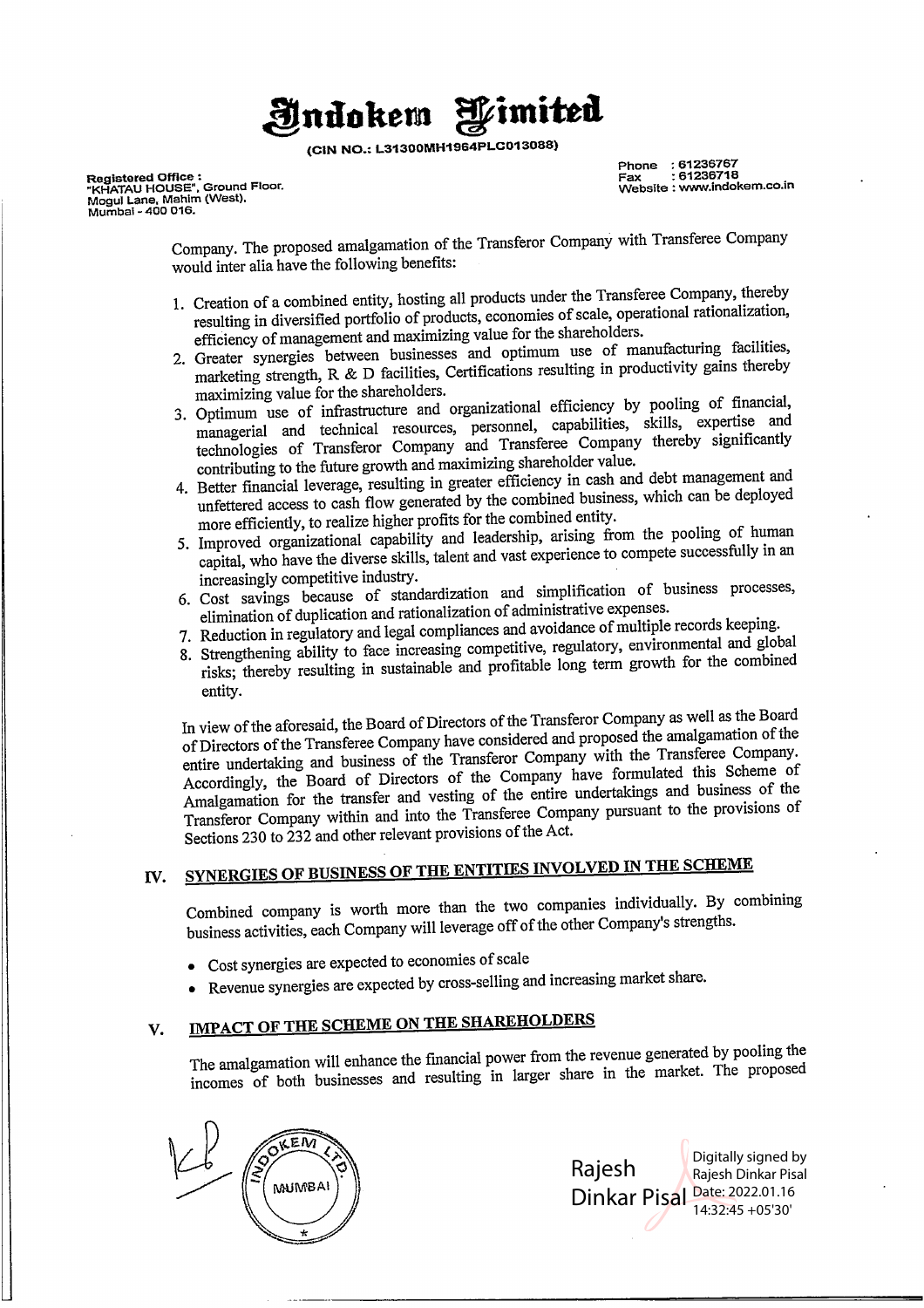Company. The proposed amalgamation of the Transferor Company with Transferee Company would inter alia have the following benefits:

1. Creation of a combined entity, hosting all products under the Transferee Company, thereby resulting in diversified portfolio of products, economies of scale, operational rationalization, efficiency of management and maximizing value for the shareholders.
2. Greater synergies between businesses and optimum use of manufacturing facilities, marketing strength, R & D facilities, Certifications resulting in productivity gains thereby maximizing value for the shareholders.
3. Optimum use of infrastructure and organizational efficiency by pooling of financial, managerial and technical resources, personnel, capabilities, skills, expertise and technologies of Transferor Company and Transferee Company thereby significantly contributing to the future growth and maximizing shareholder value.
4. Better financial leverage, resulting in greater efficiency in cash and debt management and unfettered access to cash flow generated by the combined business, which can be deployed more efficiently, to realize higher profits for the combined entity.
5. Improved organizational capability and leadership, arising from the pooling of human capital, who have the diverse skills, talent and vast experience to compete successfully in an increasingly competitive industry.
6. Cost savings because of standardization and simplification of business processes, elimination of duplication and rationalization of administrative expenses.
7. Reduction in regulatory and legal compliances and avoidance of multiple records keeping.
8. Strengthening ability to face increasing competitive, regulatory, environmental and global risks; thereby resulting in sustainable and profitable long term growth for the combined entity.

In view of the aforesaid, the Board of Directors of the Transferor Company as well as the Board of Directors of the Transferee Company have considered and proposed the amalgamation of the entire undertaking and business of the Transferor Company with the Transferee Company. Accordingly, the Board of Directors of the Company have formulated this Scheme of Amalgamation for the transfer and vesting of the entire undertakings and business of the Transferor Company within and into the Transferee Company pursuant to the provisions of Sections 230 to 232 and other relevant provisions of the Act.

## IV. SYNERGIES OF BUSINESS OF THE ENTITIES INVOLVED IN THE SCHEME

Combined company is worth more than the two companies individually. By combining business activities, each Company will leverage off of the other Company's strengths.

- Cost synergies are expected to economies of scale
- Revenue synergies are expected by cross-selling and increasing market share.

## V. IMPACT OF THE SCHEME ON THE SHAREHOLDERS

The amalgamation will enhance the financial power from the revenue generated by pooling the incomes of both businesses and resulting in larger share in the market. The proposed

Digitally signed by Rajesh Dinkar Pisal
Date: 2022.01.16 14:32:45 +05'30'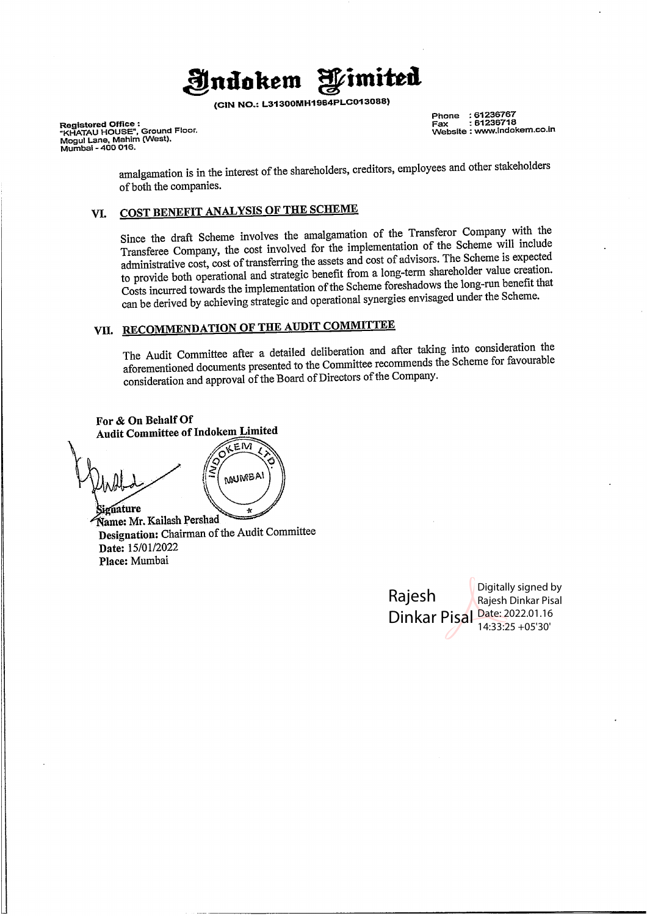# Indokem Limited

(CIN NO.: L31300MH1964PLC013088)

Registered Office :
"KHATAU HOUSE", Ground Floor.
Mogul Lane, Mahim (West).
Mumbai - 400 016.

Phone : 61236767
Fax : 61236718
Website : www.indokem.co.in

amalgamation is in the interest of the shareholders, creditors, employees and other stakeholders of both the companies.

## VI. COST BENEFIT ANALYSIS OF THE SCHEME

Since the draft Scheme involves the amalgamation of the Transferor Company with the Transferee Company, the cost involved for the implementation of the Scheme will include administrative cost, cost of transferring the assets and cost of advisors. The Scheme is expected to provide both operational and strategic benefit from a long-term shareholder value creation. Costs incurred towards the implementation of the Scheme foreshadows the long-run benefit that can be derived by achieving strategic and operational synergies envisaged under the Scheme.

## VII. RECOMMENDATION OF THE AUDIT COMMITTEE

The Audit Committee after a detailed deliberation and after taking into consideration the aforementioned documents presented to the Committee recommends the Scheme for favourable consideration and approval of the Board of Directors of the Company.

**For & On Behalf Of**
**Audit Committee of Indokem Limited**

**Signature**
**Name:** Mr. Kailash Pershad
**Designation:** Chairman of the Audit Committee
**Date:** 15/01/2022
**Place:** Mumbai

Rajesh Dinkar Pisal — Digitally signed by Rajesh Dinkar Pisal Date: 2022.01.16 14:33:25 +05'30'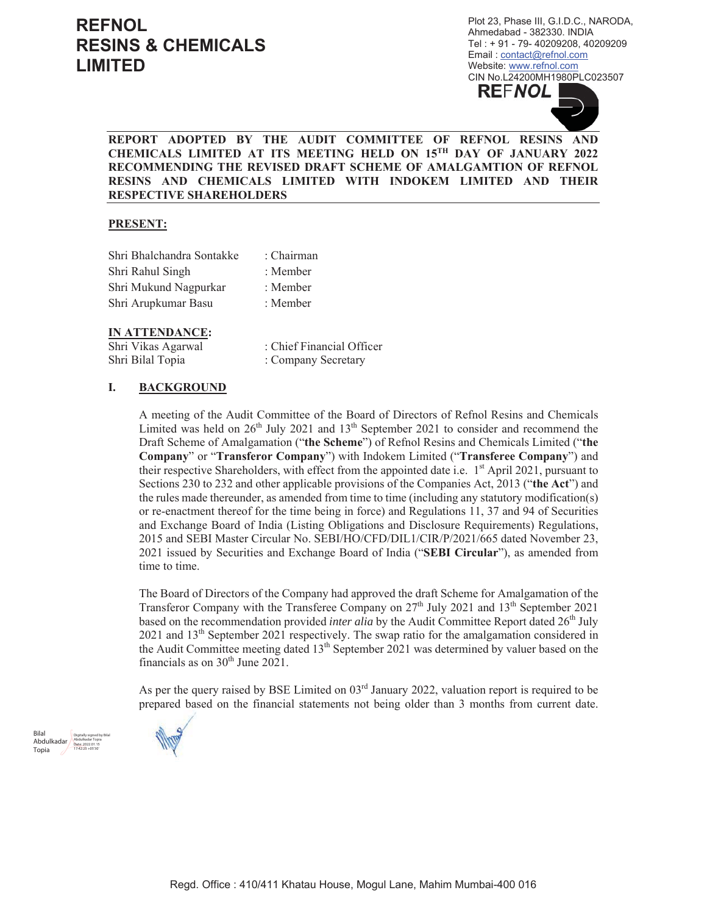**REFNOL RESINS & CHEMICALS LIMITED**

Plot 23, Phase III, G.I.D.C., NARODA,
Ahmedabad - 382330. INDIA
Tel : + 91 - 79- 40209208, 40209209
Email : contact@refnol.com
Website: www.refnol.com
CIN No.L24200MH1980PLC023507

**REPORT ADOPTED BY THE AUDIT COMMITTEE OF REFNOL RESINS AND CHEMICALS LIMITED AT ITS MEETING HELD ON 15TH DAY OF JANUARY 2022 RECOMMENDING THE REVISED DRAFT SCHEME OF AMALGAMTION OF REFNOL RESINS AND CHEMICALS LIMITED WITH INDOKEM LIMITED AND THEIR RESPECTIVE SHAREHOLDERS**

**PRESENT:**

| | |
|---|---|
| Shri Bhalchandra Sontakke | : Chairman |
| Shri Rahul Singh | : Member |
| Shri Mukund Nagpurkar | : Member |
| Shri Arupkumar Basu | : Member |

**IN ATTENDANCE:**

| | |
|---|---|
| Shri Vikas Agarwal | : Chief Financial Officer |
| Shri Bilal Topia | : Company Secretary |

## I. BACKGROUND

A meeting of the Audit Committee of the Board of Directors of Refnol Resins and Chemicals Limited was held on 26th July 2021 and 13th September 2021 to consider and recommend the Draft Scheme of Amalgamation ("**the Scheme**") of Refnol Resins and Chemicals Limited ("**the Company**" or "**Transferor Company**") with Indokem Limited ("**Transferee Company**") and their respective Shareholders, with effect from the appointed date i.e. 1st April 2021, pursuant to Sections 230 to 232 and other applicable provisions of the Companies Act, 2013 ("**the Act**") and the rules made thereunder, as amended from time to time (including any statutory modification(s) or re-enactment thereof for the time being in force) and Regulations 11, 37 and 94 of Securities and Exchange Board of India (Listing Obligations and Disclosure Requirements) Regulations, 2015 and SEBI Master Circular No. SEBI/HO/CFD/DIL1/CIR/P/2021/665 dated November 23, 2021 issued by Securities and Exchange Board of India ("**SEBI Circular**"), as amended from time to time.

The Board of Directors of the Company had approved the draft Scheme for Amalgamation of the Transferor Company with the Transferee Company on 27th July 2021 and 13th September 2021 based on the recommendation provided *inter alia* by the Audit Committee Report dated 26th July 2021 and 13th September 2021 respectively. The swap ratio for the amalgamation considered in the Audit Committee meeting dated 13th September 2021 was determined by valuer based on the financials as on 30th June 2021.

As per the query raised by BSE Limited on 03rd January 2022, valuation report is required to be prepared based on the financial statements not being older than 3 months from current date.

Bilal Abdulkadar Topia
Digitally signed by Bilal Abdulkadar Topia
Date: 2022.01.15 17:42:25 +05'30'

Regd. Office : 410/411 Khatau House, Mogul Lane, Mahim Mumbai-400 016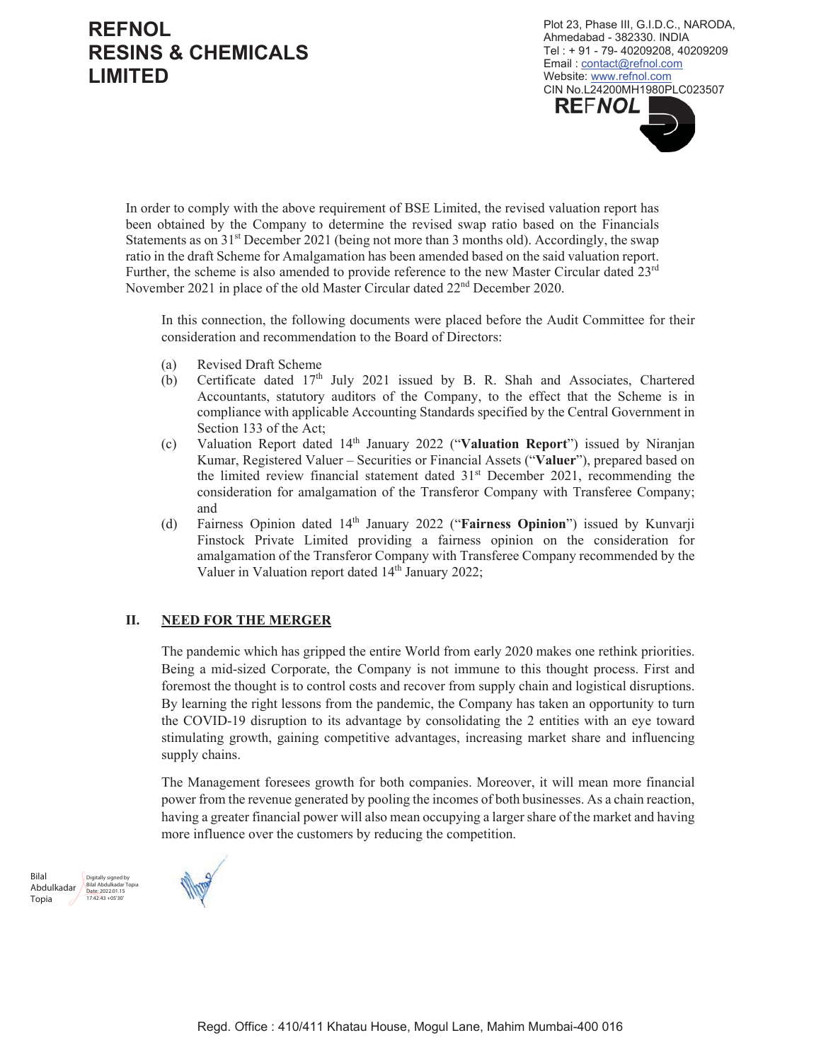In order to comply with the above requirement of BSE Limited, the revised valuation report has been obtained by the Company to determine the revised swap ratio based on the Financials Statements as on 31st December 2021 (being not more than 3 months old). Accordingly, the swap ratio in the draft Scheme for Amalgamation has been amended based on the said valuation report. Further, the scheme is also amended to provide reference to the new Master Circular dated 23rd November 2021 in place of the old Master Circular dated 22nd December 2020.

In this connection, the following documents were placed before the Audit Committee for their consideration and recommendation to the Board of Directors:

(a) Revised Draft Scheme

(b) Certificate dated 17th July 2021 issued by B. R. Shah and Associates, Chartered Accountants, statutory auditors of the Company, to the effect that the Scheme is in compliance with applicable Accounting Standards specified by the Central Government in Section 133 of the Act;

(c) Valuation Report dated 14th January 2022 ("**Valuation Report**") issued by Niranjan Kumar, Registered Valuer – Securities or Financial Assets ("**Valuer**"), prepared based on the limited review financial statement dated 31st December 2021, recommending the consideration for amalgamation of the Transferor Company with Transferee Company; and

(d) Fairness Opinion dated 14th January 2022 ("**Fairness Opinion**") issued by Kunvarji Finstock Private Limited providing a fairness opinion on the consideration for amalgamation of the Transferor Company with Transferee Company recommended by the Valuer in Valuation report dated 14th January 2022;

## II. NEED FOR THE MERGER

The pandemic which has gripped the entire World from early 2020 makes one rethink priorities. Being a mid-sized Corporate, the Company is not immune to this thought process. First and foremost the thought is to control costs and recover from supply chain and logistical disruptions. By learning the right lessons from the pandemic, the Company has taken an opportunity to turn the COVID-19 disruption to its advantage by consolidating the 2 entities with an eye toward stimulating growth, gaining competitive advantages, increasing market share and influencing supply chains.

The Management foresees growth for both companies. Moreover, it will mean more financial power from the revenue generated by pooling the incomes of both businesses. As a chain reaction, having a greater financial power will also mean occupying a larger share of the market and having more influence over the customers by reducing the competition.

Bilal Abdulkadar Topia — Digitally signed by Bilal Abdulkadar Topia Date: 2022.01.15 17:42:43 +05'30'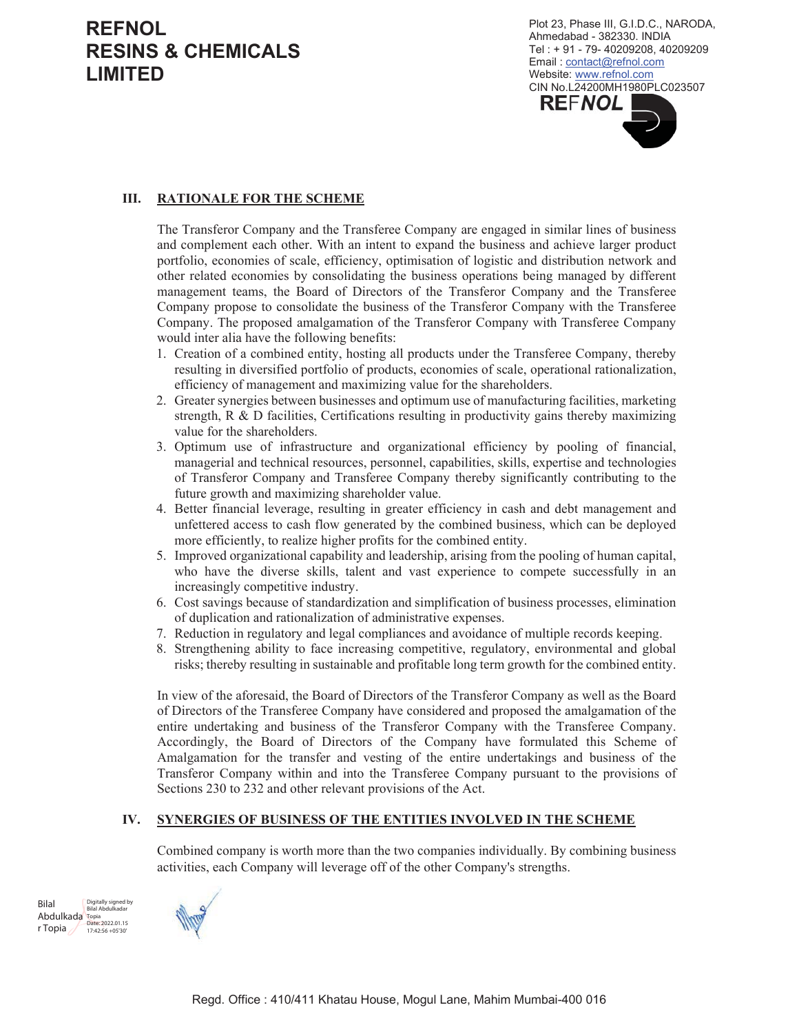### III. RATIONALE FOR THE SCHEME

The Transferor Company and the Transferee Company are engaged in similar lines of business and complement each other. With an intent to expand the business and achieve larger product portfolio, economies of scale, efficiency, optimisation of logistic and distribution network and other related economies by consolidating the business operations being managed by different management teams, the Board of Directors of the Transferor Company and the Transferee Company propose to consolidate the business of the Transferor Company with the Transferee Company. The proposed amalgamation of the Transferor Company with Transferee Company would inter alia have the following benefits:

1. Creation of a combined entity, hosting all products under the Transferee Company, thereby resulting in diversified portfolio of products, economies of scale, operational rationalization, efficiency of management and maximizing value for the shareholders.
2. Greater synergies between businesses and optimum use of manufacturing facilities, marketing strength, R & D facilities, Certifications resulting in productivity gains thereby maximizing value for the shareholders.
3. Optimum use of infrastructure and organizational efficiency by pooling of financial, managerial and technical resources, personnel, capabilities, skills, expertise and technologies of Transferor Company and Transferee Company thereby significantly contributing to the future growth and maximizing shareholder value.
4. Better financial leverage, resulting in greater efficiency in cash and debt management and unfettered access to cash flow generated by the combined business, which can be deployed more efficiently, to realize higher profits for the combined entity.
5. Improved organizational capability and leadership, arising from the pooling of human capital, who have the diverse skills, talent and vast experience to compete successfully in an increasingly competitive industry.
6. Cost savings because of standardization and simplification of business processes, elimination of duplication and rationalization of administrative expenses.
7. Reduction in regulatory and legal compliances and avoidance of multiple records keeping.
8. Strengthening ability to face increasing competitive, regulatory, environmental and global risks; thereby resulting in sustainable and profitable long term growth for the combined entity.

In view of the aforesaid, the Board of Directors of the Transferor Company as well as the Board of Directors of the Transferee Company have considered and proposed the amalgamation of the entire undertaking and business of the Transferor Company with the Transferee Company. Accordingly, the Board of Directors of the Company have formulated this Scheme of Amalgamation for the transfer and vesting of the entire undertakings and business of the Transferor Company within and into the Transferee Company pursuant to the provisions of Sections 230 to 232 and other relevant provisions of the Act.

### IV. SYNERGIES OF BUSINESS OF THE ENTITIES INVOLVED IN THE SCHEME

Combined company is worth more than the two companies individually. By combining business activities, each Company will leverage off of the other Company's strengths.

Bilal Abdulkadar Topia — Digitally signed by Bilal Abdulkadar Topia, Date: 2022.01.15 17:42:56 +05'30'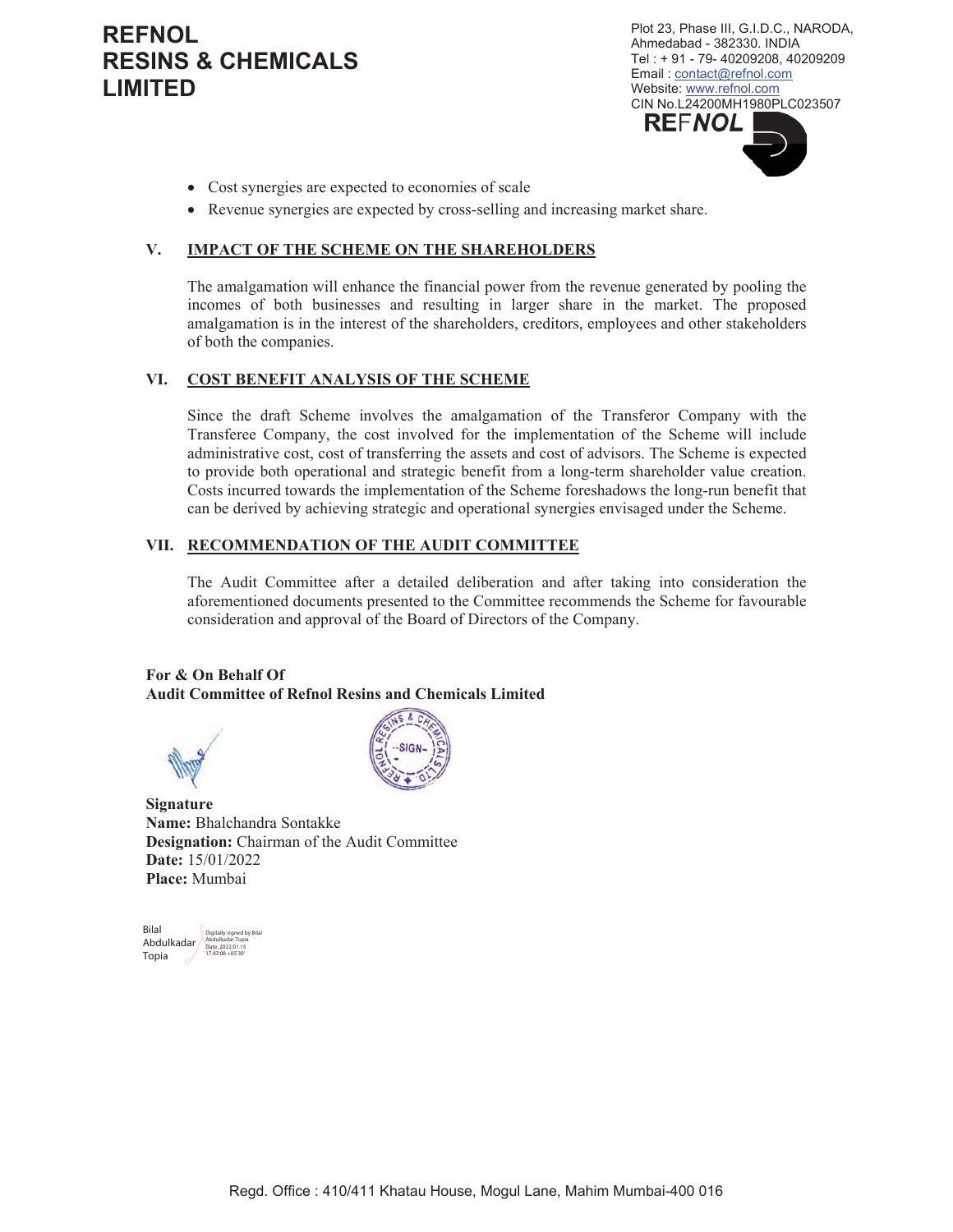- Cost synergies are expected to economies of scale
- Revenue synergies are expected by cross-selling and increasing market share.

## V. IMPACT OF THE SCHEME ON THE SHAREHOLDERS

The amalgamation will enhance the financial power from the revenue generated by pooling the incomes of both businesses and resulting in larger share in the market. The proposed amalgamation is in the interest of the shareholders, creditors, employees and other stakeholders of both the companies.

## VI. COST BENEFIT ANALYSIS OF THE SCHEME

Since the draft Scheme involves the amalgamation of the Transferor Company with the Transferee Company, the cost involved for the implementation of the Scheme will include administrative cost, cost of transferring the assets and cost of advisors. The Scheme is expected to provide both operational and strategic benefit from a long-term shareholder value creation. Costs incurred towards the implementation of the Scheme foreshadows the long-run benefit that can be derived by achieving strategic and operational synergies envisaged under the Scheme.

## VII. RECOMMENDATION OF THE AUDIT COMMITTEE

The Audit Committee after a detailed deliberation and after taking into consideration the aforementioned documents presented to the Committee recommends the Scheme for favourable consideration and approval of the Board of Directors of the Company.

**For & On Behalf Of**
**Audit Committee of Refnol Resins and Chemicals Limited**

**Signature**
**Name:** Bhalchandra Sontakke
**Designation:** Chairman of the Audit Committee
**Date:** 15/01/2022
**Place:** Mumbai

Bilal Abdulkadar Topia — Digitally signed by Bilal Abdulkadar Topia Date: 2022.01.15 17:43:08 +05'30'

Regd. Office : 410/411 Khatau House, Mogul Lane, Mahim Mumbai-400 016